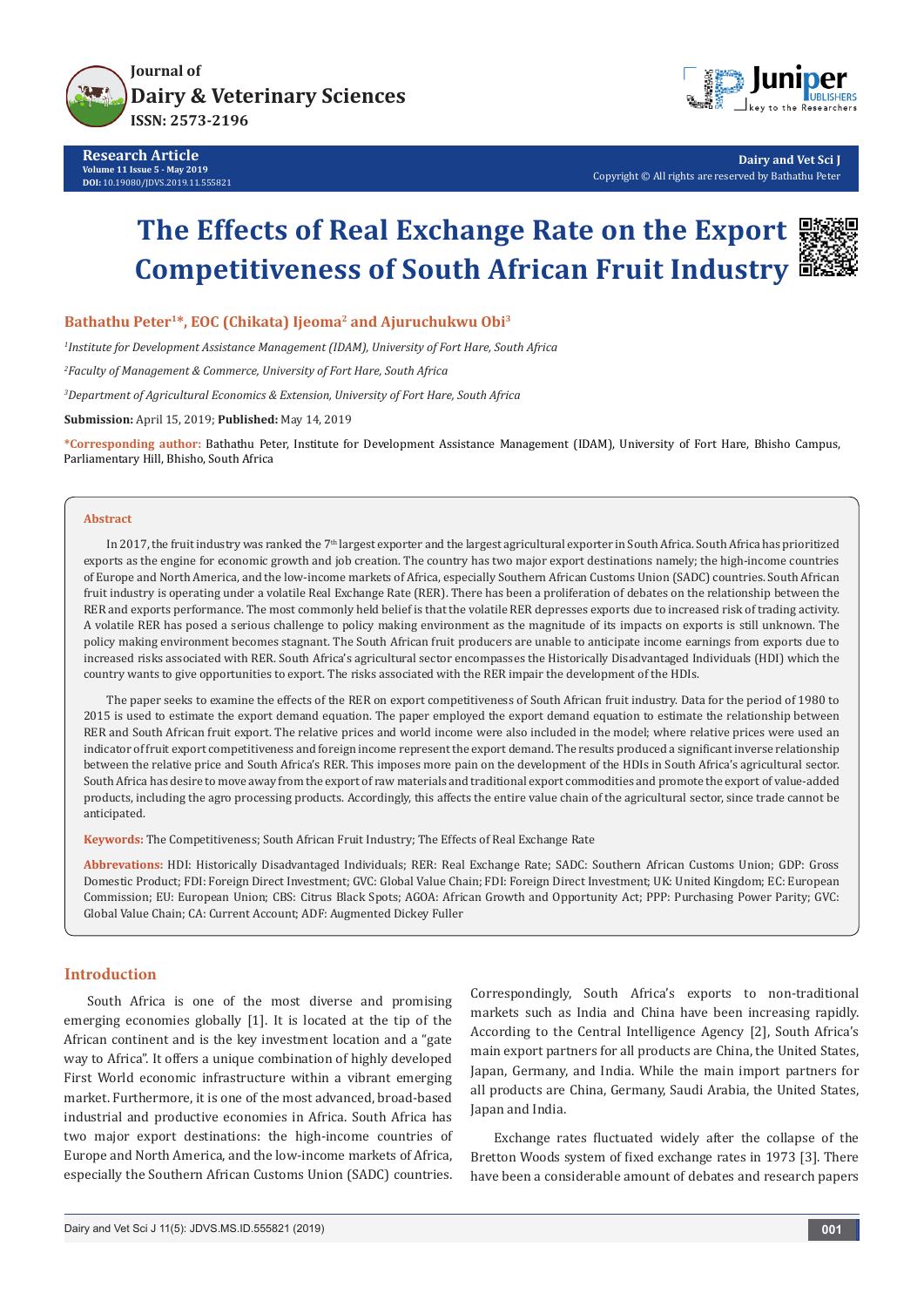Research Article

# The Effects of Real Exchange Rate on the Export Competitiveness of South African Fruit Industry

**Bathathu Peter[1]*, EOC (Chikata) Ijeoma[2] and Ajuruchukwu Obi[3]**

[1]*Institute for Development Assistance Management (IDAM), University of Fort Hare, South Africa*

[2]*Faculty of Management & Commerce, University of Fort Hare, South Africa*

[3]*Department of Agricultural Economics & Extension, University of Fort Hare, South Africa*

**Submission:** April 15, 2019; **Published:** May 14, 2019

***Corresponding author:** Bathathu Peter, Institute for Development Assistance Management (IDAM), University of Fort Hare, Bhisho Campus, Parliamentary Hill, Bhisho, South Africa

## Abstract

In 2017, the fruit industry was ranked the 7th largest exporter and the largest agricultural exporter in South Africa. South Africa has prioritized exports as the engine for economic growth and job creation. The country has two major export destinations namely; the high-income countries of Europe and North America, and the low-income markets of Africa, especially Southern African Customs Union (SADC) countries. South African fruit industry is operating under a volatile Real Exchange Rate (RER). There has been a proliferation of debates on the relationship between the RER and exports performance. The most commonly held belief is that the volatile RER depresses exports due to increased risk of trading activity. A volatile RER has posed a serious challenge to policy making environment as the magnitude of its impacts on exports is still unknown. The policy making environment becomes stagnant. The South African fruit producers are unable to anticipate income earnings from exports due to increased risks associated with RER. South Africa's agricultural sector encompasses the Historically Disadvantaged Individuals (HDI) which the country wants to give opportunities to export. The risks associated with the RER impair the development of the HDIs.

The paper seeks to examine the effects of the RER on export competitiveness of South African fruit industry. Data for the period of 1980 to 2015 is used to estimate the export demand equation. The paper employed the export demand equation to estimate the relationship between RER and South African fruit export. The relative prices and world income were also included in the model; where relative prices were used an indicator of fruit export competitiveness and foreign income represent the export demand. The results produced a significant inverse relationship between the relative price and South Africa's RER. This imposes more pain on the development of the HDIs in South Africa's agricultural sector. South Africa has desire to move away from the export of raw materials and traditional export commodities and promote the export of value-added products, including the agro processing products. Accordingly, this affects the entire value chain of the agricultural sector, since trade cannot be anticipated.

**Keywords:** The Competitiveness; South African Fruit Industry; The Effects of Real Exchange Rate

**Abbrevations:** HDI: Historically Disadvantaged Individuals; RER: Real Exchange Rate; SADC: Southern African Customs Union; GDP: Gross Domestic Product; FDI: Foreign Direct Investment; GVC: Global Value Chain; FDI: Foreign Direct Investment; UK: United Kingdom; EC: European Commission; EU: European Union; CBS: Citrus Black Spots; AGOA: African Growth and Opportunity Act; PPP: Purchasing Power Parity; GVC: Global Value Chain; CA: Current Account; ADF: Augmented Dickey Fuller

## Introduction

South Africa is one of the most diverse and promising emerging economies globally [1]. It is located at the tip of the African continent and is the key investment location and a "gate way to Africa". It offers a unique combination of highly developed First World economic infrastructure within a vibrant emerging market. Furthermore, it is one of the most advanced, broad-based industrial and productive economies in Africa. South Africa has two major export destinations: the high-income countries of Europe and North America, and the low-income markets of Africa, especially the Southern African Customs Union (SADC) countries. Correspondingly, South Africa's exports to non-traditional markets such as India and China have been increasing rapidly. According to the Central Intelligence Agency [2], South Africa's main export partners for all products are China, the United States, Japan, Germany, and India. While the main import partners for all products are China, Germany, Saudi Arabia, the United States, Japan and India.

Exchange rates fluctuated widely after the collapse of the Bretton Woods system of fixed exchange rates in 1973 [3]. There have been a considerable amount of debates and research papers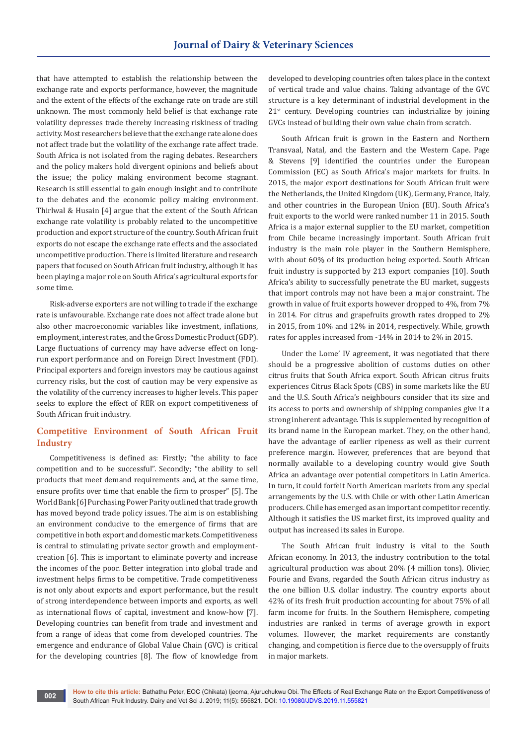that have attempted to establish the relationship between the exchange rate and exports performance, however, the magnitude and the extent of the effects of the exchange rate on trade are still unknown. The most commonly held belief is that exchange rate volatility depresses trade thereby increasing riskiness of trading activity. Most researchers believe that the exchange rate alone does not affect trade but the volatility of the exchange rate affect trade. South Africa is not isolated from the raging debates. Researchers and the policy makers hold divergent opinions and beliefs about the issue; the policy making environment become stagnant. Research is still essential to gain enough insight and to contribute to the debates and the economic policy making environment. Thirlwal & Husain [4] argue that the extent of the South African exchange rate volatility is probably related to the uncompetitive production and export structure of the country. South African fruit exports do not escape the exchange rate effects and the associated uncompetitive production. There is limited literature and research papers that focused on South African fruit industry, although it has been playing a major role on South Africa's agricultural exports for some time.

Risk-adverse exporters are not willing to trade if the exchange rate is unfavourable. Exchange rate does not affect trade alone but also other macroeconomic variables like investment, inflations, employment, interest rates, and the Gross Domestic Product (GDP). Large fluctuations of currency may have adverse effect on long-run export performance and on Foreign Direct Investment (FDI). Principal exporters and foreign investors may be cautious against currency risks, but the cost of caution may be very expensive as the volatility of the currency increases to higher levels. This paper seeks to explore the effect of RER on export competitiveness of South African fruit industry.

## Competitive Environment of South African Fruit Industry

Competitiveness is defined as: Firstly; "the ability to face competition and to be successful". Secondly; "the ability to sell products that meet demand requirements and, at the same time, ensure profits over time that enable the firm to prosper" [5]. The World Bank [6] Purchasing Power Parity outlined that trade growth has moved beyond trade policy issues. The aim is on establishing an environment conducive to the emergence of firms that are competitive in both export and domestic markets. Competitiveness is central to stimulating private sector growth and employment-creation [6]. This is important to eliminate poverty and increase the incomes of the poor. Better integration into global trade and investment helps firms to be competitive. Trade competitiveness is not only about exports and export performance, but the result of strong interdependence between imports and exports, as well as international flows of capital, investment and know-how [7]. Developing countries can benefit from trade and investment and from a range of ideas that come from developed countries. The emergence and endurance of Global Value Chain (GVC) is critical for the developing countries [8]. The flow of knowledge from developed to developing countries often takes place in the context of vertical trade and value chains. Taking advantage of the GVC structure is a key determinant of industrial development in the 21st century. Developing countries can industrialize by joining GVCs instead of building their own value chain from scratch.

South African fruit is grown in the Eastern and Northern Transvaal, Natal, and the Eastern and the Western Cape. Page & Stevens [9] identified the countries under the European Commission (EC) as South Africa's major markets for fruits. In 2015, the major export destinations for South African fruit were the Netherlands, the United Kingdom (UK), Germany, France, Italy, and other countries in the European Union (EU). South Africa's fruit exports to the world were ranked number 11 in 2015. South Africa is a major external supplier to the EU market, competition from Chile became increasingly important. South African fruit industry is the main role player in the Southern Hemisphere, with about 60% of its production being exported. South African fruit industry is supported by 213 export companies [10]. South Africa's ability to successfully penetrate the EU market, suggests that import controls may not have been a major constraint. The growth in value of fruit exports however dropped to 4%, from 7% in 2014. For citrus and grapefruits growth rates dropped to 2% in 2015, from 10% and 12% in 2014, respectively. While, growth rates for apples increased from -14% in 2014 to 2% in 2015.

Under the Lome' IV agreement, it was negotiated that there should be a progressive abolition of customs duties on other citrus fruits that South Africa export. South African citrus fruits experiences Citrus Black Spots (CBS) in some markets like the EU and the U.S. South Africa's neighbours consider that its size and its access to ports and ownership of shipping companies give it a strong inherent advantage. This is supplemented by recognition of its brand name in the European market. They, on the other hand, have the advantage of earlier ripeness as well as their current preference margin. However, preferences that are beyond that normally available to a developing country would give South Africa an advantage over potential competitors in Latin America. In turn, it could forfeit North American markets from any special arrangements by the U.S. with Chile or with other Latin American producers. Chile has emerged as an important competitor recently. Although it satisfies the US market first, its improved quality and output has increased its sales in Europe.

The South African fruit industry is vital to the South African economy. In 2013, the industry contribution to the total agricultural production was about 20% (4 million tons). Olivier, Fourie and Evans, regarded the South African citrus industry as the one billion U.S. dollar industry. The country exports about 42% of its fresh fruit production accounting for about 75% of all farm income for fruits. In the Southern Hemisphere, competing industries are ranked in terms of average growth in export volumes. However, the market requirements are constantly changing, and competition is fierce due to the oversupply of fruits in major markets.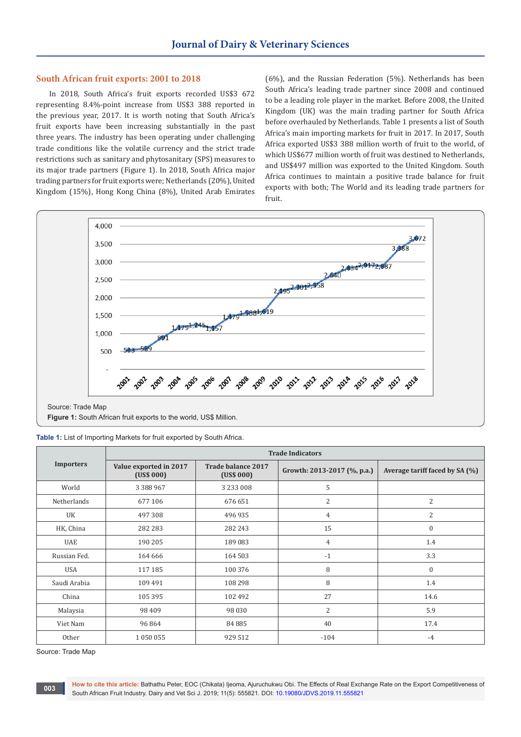## South African fruit exports: 2001 to 2018

In 2018, South Africa's fruit exports recorded US$3 672 representing 8.4%-point increase from US$3 388 reported in the previous year, 2017. It is worth noting that South Africa's fruit exports have been increasing substantially in the past three years. The industry has been operating under challenging trade conditions like the volatile currency and the strict trade restrictions such as sanitary and phytosanitary (SPS) measures to its major trade partners (Figure 1). In 2018, South Africa major trading partners for fruit exports were; Netherlands (20%), United Kingdom (15%), Hong Kong China (8%), United Arab Emirates (6%), and the Russian Federation (5%). Netherlands has been South Africa's leading trade partner since 2008 and continued to be a leading role player in the market. Before 2008, the United Kingdom (UK) was the main trading partner for South Africa before overhauled by Netherlands. Table 1 presents a list of South Africa's main importing markets for fruit in 2017. In 2017, South Africa exported US$3 388 million worth of fruit to the world, of which US$677 million worth of fruit was destined to Netherlands, and US$497 million was exported to the United Kingdom. South Africa continues to maintain a positive trade balance for fruit exports with both; The World and its leading trade partners for fruit.

Source: Trade Map

**Figure 1:** South African fruit exports to the world, US$ Million.

**Table 1:** List of Importing Markets for fruit exported by South Africa.

| Importers | Trade Indicators | | | |
|---|---|---|---|---|
| | Value exported in 2017 (US$ 000) | Trade balance 2017 (US$ 000) | Growth: 2013-2017 (%, p.a.) | Average tariff faced by SA (%) |
| World | 3 388 967 | 3 233 008 | 5 | |
| Netherlands | 677 106 | 676 651 | 2 | 2 |
| UK | 497 308 | 496 935 | 4 | 2 |
| HK, China | 282 283 | 282 243 | 15 | 0 |
| UAE | 190 205 | 189 083 | 4 | 1.4 |
| Russian Fed. | 164 666 | 164 503 | -1 | 3.3 |
| USA | 117 185 | 100 376 | 8 | 0 |
| Saudi Arabia | 109 491 | 108 298 | 8 | 1.4 |
| China | 105 395 | 102 492 | 27 | 14.6 |
| Malaysia | 98 409 | 98 030 | 2 | 5.9 |
| Viet Nam | 96 864 | 84 885 | 40 | 17.4 |
| Other | 1 050 055 | 929 512 | -104 | -4 |

Source: Trade Map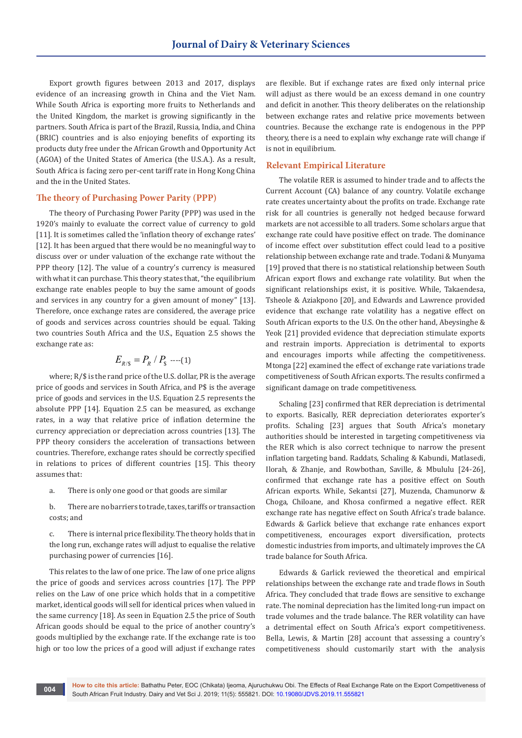Export growth figures between 2013 and 2017, displays evidence of an increasing growth in China and the Viet Nam. While South Africa is exporting more fruits to Netherlands and the United Kingdom, the market is growing significantly in the partners. South Africa is part of the Brazil, Russia, India, and China (BRIC) countries and is also enjoying benefits of exporting its products duty free under the African Growth and Opportunity Act (AGOA) of the United States of America (the U.S.A.). As a result, South Africa is facing zero per-cent tariff rate in Hong Kong China and the in the United States.

## The theory of Purchasing Power Parity (PPP)

The theory of Purchasing Power Parity (PPP) was used in the 1920's mainly to evaluate the correct value of currency to gold [11]. It is sometimes called the 'inflation theory of exchange rates' [12]. It has been argued that there would be no meaningful way to discuss over or under valuation of the exchange rate without the PPP theory [12]. The value of a country's currency is measured with what it can purchase. This theory states that, "the equilibrium exchange rate enables people to buy the same amount of goods and services in any country for a given amount of money" [13]. Therefore, once exchange rates are considered, the average price of goods and services across countries should be equal. Taking two countries South Africa and the U.S., Equation 2.5 shows the exchange rate as:

$$E_{R/\$} = P_R / P_\$ \text{ ----(1)}$$

where; R/$ is the rand price of the U.S. dollar, PR is the average price of goods and services in South Africa, and P$ is the average price of goods and services in the U.S. Equation 2.5 represents the absolute PPP [14]. Equation 2.5 can be measured, as exchange rates, in a way that relative price of inflation determine the currency appreciation or depreciation across countries [13]. The PPP theory considers the acceleration of transactions between countries. Therefore, exchange rates should be correctly specified in relations to prices of different countries [15]. This theory assumes that:

a. There is only one good or that goods are similar

b. There are no barriers to trade, taxes, tariffs or transaction costs; and

c. There is internal price flexibility. The theory holds that in the long run, exchange rates will adjust to equalise the relative purchasing power of currencies [16].

This relates to the law of one price. The law of one price aligns the price of goods and services across countries [17]. The PPP relies on the Law of one price which holds that in a competitive market, identical goods will sell for identical prices when valued in the same currency [18]. As seen in Equation 2.5 the price of South African goods should be equal to the price of another country's goods multiplied by the exchange rate. If the exchange rate is too high or too low the prices of a good will adjust if exchange rates are flexible. But if exchange rates are fixed only internal price will adjust as there would be an excess demand in one country and deficit in another. This theory deliberates on the relationship between exchange rates and relative price movements between countries. Because the exchange rate is endogenous in the PPP theory, there is a need to explain why exchange rate will change if is not in equilibrium.

## Relevant Empirical Literature

The volatile RER is assumed to hinder trade and to affects the Current Account (CA) balance of any country. Volatile exchange rate creates uncertainty about the profits on trade. Exchange rate risk for all countries is generally not hedged because forward markets are not accessible to all traders. Some scholars argue that exchange rate could have positive effect on trade. The dominance of income effect over substitution effect could lead to a positive relationship between exchange rate and trade. Todani & Munyama [19] proved that there is no statistical relationship between South African export flows and exchange rate volatility. But when the significant relationships exist, it is positive. While, Takaendesa, Tsheole & Aziakpono [20], and Edwards and Lawrence provided evidence that exchange rate volatility has a negative effect on South African exports to the U.S. On the other hand, Abeysinghe & Yeok [21] provided evidence that depreciation stimulate exports and restrain imports. Appreciation is detrimental to exports and encourages imports while affecting the competitiveness. Mtonga [22] examined the effect of exchange rate variations trade competitiveness of South African exports. The results confirmed a significant damage on trade competitiveness.

Schaling [23] confirmed that RER depreciation is detrimental to exports. Basically, RER depreciation deteriorates exporter's profits. Schaling [23] argues that South Africa's monetary authorities should be interested in targeting competitiveness via the RER which is also correct technique to narrow the present inflation targeting band. Raddats, Schaling & Kabundi, Matlasedi, Ilorah, & Zhanje, and Rowbothan, Saville, & Mbululu [24-26], confirmed that exchange rate has a positive effect on South African exports. While, Sekantsi [27], Muzenda, Chamunorw & Choga, Chiloane, and Khosa confirmed a negative effect. RER exchange rate has negative effect on South Africa's trade balance. Edwards & Garlick believe that exchange rate enhances export competitiveness, encourages export diversification, protects domestic industries from imports, and ultimately improves the CA trade balance for South Africa.

Edwards & Garlick reviewed the theoretical and empirical relationships between the exchange rate and trade flows in South Africa. They concluded that trade flows are sensitive to exchange rate. The nominal depreciation has the limited long-run impact on trade volumes and the trade balance. The RER volatility can have a detrimental effect on South Africa's export competitiveness. Bella, Lewis, & Martin [28] account that assessing a country's competitiveness should customarily start with the analysis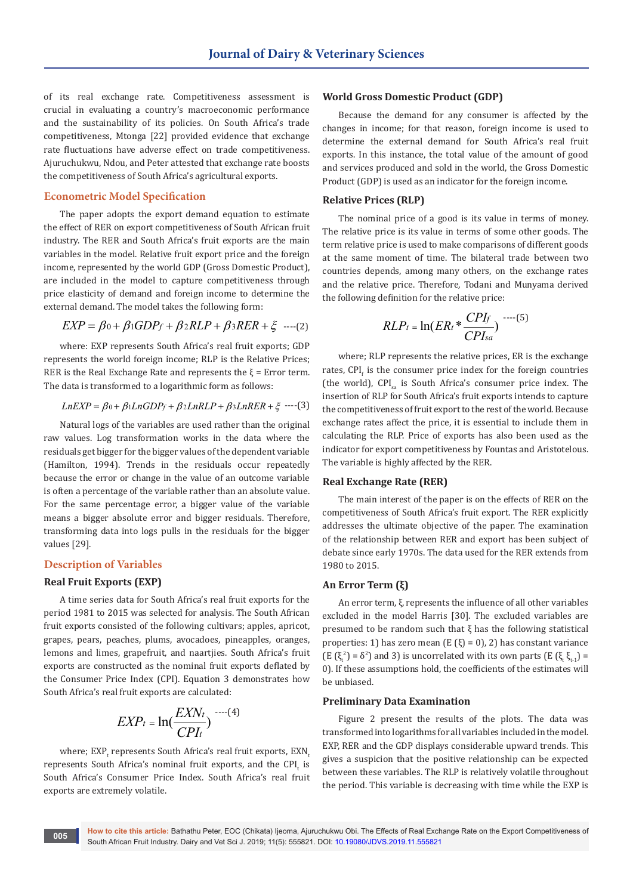of its real exchange rate. Competitiveness assessment is crucial in evaluating a country's macroeconomic performance and the sustainability of its policies. On South Africa's trade competitiveness, Mtonga [22] provided evidence that exchange rate fluctuations have adverse effect on trade competitiveness. Ajuruchukwu, Ndou, and Peter attested that exchange rate boosts the competitiveness of South Africa's agricultural exports.

## Econometric Model Specification

The paper adopts the export demand equation to estimate the effect of RER on export competitiveness of South African fruit industry. The RER and South Africa's fruit exports are the main variables in the model. Relative fruit export price and the foreign income, represented by the world GDP (Gross Domestic Product), are included in the model to capture competitiveness through price elasticity of demand and foreign income to determine the external demand. The model takes the following form:

$$EXP = \beta_0 + \beta_1 GDP_f + \beta_2 RLP + \beta_3 RER + \xi \quad \text{----(2)}$$

where: EXP represents South Africa's real fruit exports; GDP represents the world foreign income; RLP is the Relative Prices; RER is the Real Exchange Rate and represents the ξ = Error term. The data is transformed to a logarithmic form as follows:

$$LnEXP = \beta_0 + \beta_1 LnGDP_f + \beta_2 LnRLP + \beta_3 LnRER + \xi \quad \text{----(3)}$$

Natural logs of the variables are used rather than the original raw values. Log transformation works in the data where the residuals get bigger for the bigger values of the dependent variable (Hamilton, 1994). Trends in the residuals occur repeatedly because the error or change in the value of an outcome variable is often a percentage of the variable rather than an absolute value. For the same percentage error, a bigger value of the variable means a bigger absolute error and bigger residuals. Therefore, transforming data into logs pulls in the residuals for the bigger values [29].

## Description of Variables

### Real Fruit Exports (EXP)

A time series data for South Africa's real fruit exports for the period 1981 to 2015 was selected for analysis. The South African fruit exports consisted of the following cultivars; apples, apricot, grapes, pears, peaches, plums, avocadoes, pineapples, oranges, lemons and limes, grapefruit, and naartjies. South Africa's fruit exports are constructed as the nominal fruit exports deflated by the Consumer Price Index (CPI). Equation 3 demonstrates how South Africa's real fruit exports are calculated:

$$EXP_t = \ln\left(\frac{EXN_t}{CPI_t}\right) \quad \text{----(4)}$$

where; $EXP_t$ represents South Africa's real fruit exports, $EXN_t$ represents South Africa's nominal fruit exports, and the $CPI_t$ is South Africa's Consumer Price Index. South Africa's real fruit exports are extremely volatile.

### World Gross Domestic Product (GDP)

Because the demand for any consumer is affected by the changes in income; for that reason, foreign income is used to determine the external demand for South Africa's real fruit exports. In this instance, the total value of the amount of good and services produced and sold in the world, the Gross Domestic Product (GDP) is used as an indicator for the foreign income.

### Relative Prices (RLP)

The nominal price of a good is its value in terms of money. The relative price is its value in terms of some other goods. The term relative price is used to make comparisons of different goods at the same moment of time. The bilateral trade between two countries depends, among many others, on the exchange rates and the relative price. Therefore, Todani and Munyama derived the following definition for the relative price:

$$RLP_t = \ln\left(ER_t * \frac{CPI_f}{CPI_{sa}}\right) \quad \text{----(5)}$$

where; RLP represents the relative prices, ER is the exchange rates, $CPI_f$ is the consumer price index for the foreign countries (the world), $CPI_{sa}$ is South Africa's consumer price index. The insertion of RLP for South Africa's fruit exports intends to capture the competitiveness of fruit export to the rest of the world. Because exchange rates affect the price, it is essential to include them in calculating the RLP. Price of exports has also been used as the indicator for export competitiveness by Fountas and Aristotelous. The variable is highly affected by the RER.

### Real Exchange Rate (RER)

The main interest of the paper is on the effects of RER on the competitiveness of South Africa's fruit export. The RER explicitly addresses the ultimate objective of the paper. The examination of the relationship between RER and export has been subject of debate since early 1970s. The data used for the RER extends from 1980 to 2015.

### An Error Term (ξ)

An error term, ξ, represents the influence of all other variables excluded in the model Harris [30]. The excluded variables are presumed to be random such that ξ has the following statistical properties: 1) has zero mean (E (ξ) = 0), 2) has constant variance ($E(\xi_t^2) = \delta^2$) and 3) is uncorrelated with its own parts ($E(\xi_t \xi_{t-1}) = 0$). If these assumptions hold, the coefficients of the estimates will be unbiased.

### Preliminary Data Examination

Figure 2 present the results of the plots. The data was transformed into logarithms for all variables included in the model. EXP, RER and the GDP displays considerable upward trends. This gives a suspicion that the positive relationship can be expected between these variables. The RLP is relatively volatile throughout the period. This variable is decreasing with time while the EXP is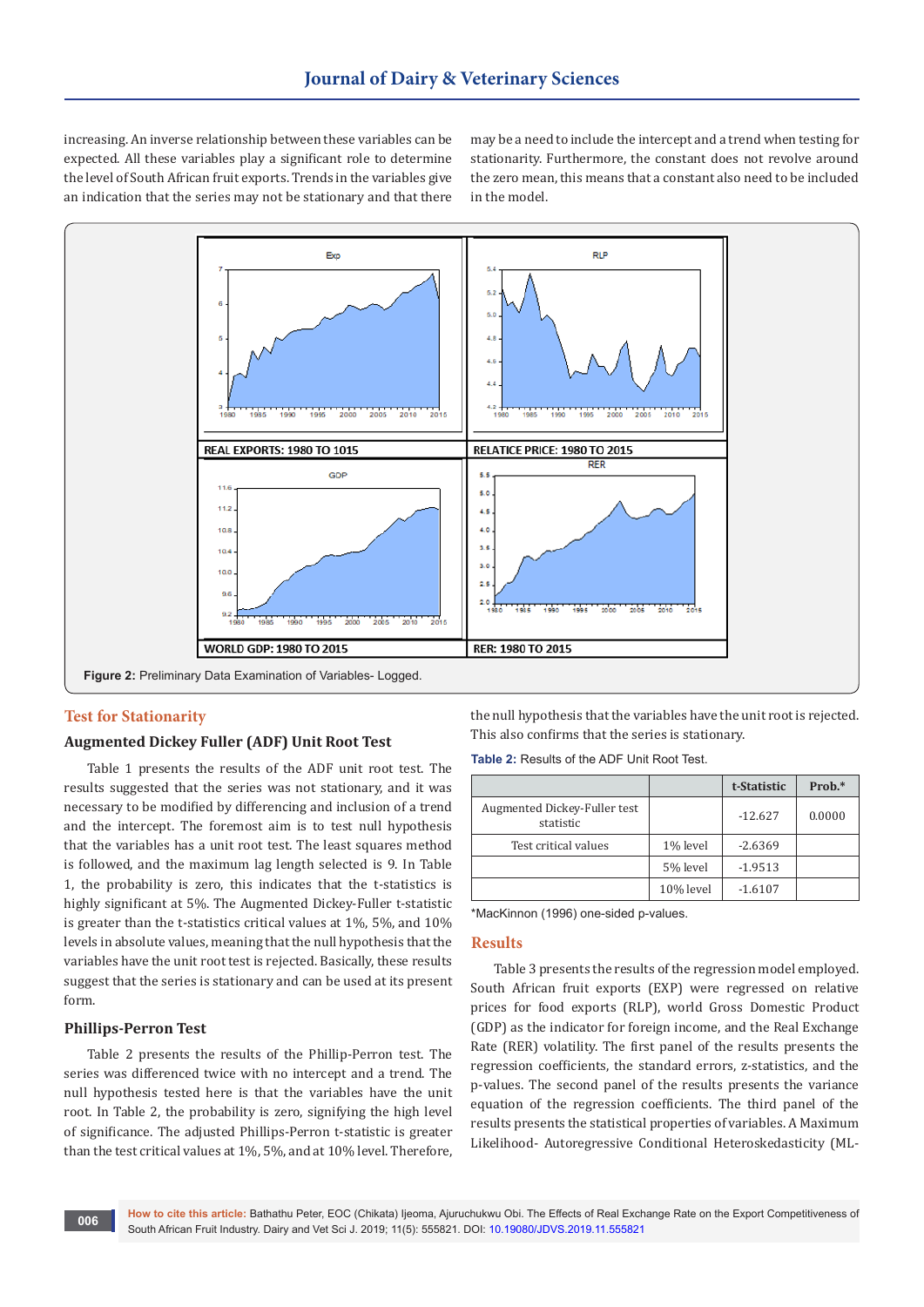increasing. An inverse relationship between these variables can be expected. All these variables play a significant role to determine the level of South African fruit exports. Trends in the variables give an indication that the series may not be stationary and that there may be a need to include the intercept and a trend when testing for stationarity. Furthermore, the constant does not revolve around the zero mean, this means that a constant also need to be included in the model.

**Figure 2:** Preliminary Data Examination of Variables- Logged.

## Test for Stationarity

### Augmented Dickey Fuller (ADF) Unit Root Test

Table 1 presents the results of the ADF unit root test. The results suggested that the series was not stationary, and it was necessary to be modified by differencing and inclusion of a trend and the intercept. The foremost aim is to test null hypothesis that the variables has a unit root test. The least squares method is followed, and the maximum lag length selected is 9. In Table 1, the probability is zero, this indicates that the t-statistics is highly significant at 5%. The Augmented Dickey-Fuller t-statistic is greater than the t-statistics critical values at 1%, 5%, and 10% levels in absolute values, meaning that the null hypothesis that the variables have the unit root test is rejected. Basically, these results suggest that the series is stationary and can be used at its present form.

### Phillips-Perron Test

Table 2 presents the results of the Phillip-Perron test. The series was differenced twice with no intercept and a trend. The null hypothesis tested here is that the variables have the unit root. In Table 2, the probability is zero, signifying the high level of significance. The adjusted Phillips-Perron t-statistic is greater than the test critical values at 1%, 5%, and at 10% level. Therefore, the null hypothesis that the variables have the unit root is rejected. This also confirms that the series is stationary.

**Table 2:** Results of the ADF Unit Root Test.

| | | t-Statistic | Prob.* |
|---|---|---|---|
| Augmented Dickey-Fuller test statistic | | -12.627 | 0.0000 |
| Test critical values | 1% level | -2.6369 | |
| | 5% level | -1.9513 | |
| | 10% level | -1.6107 | |

*MacKinnon (1996) one-sided p-values.

## Results

Table 3 presents the results of the regression model employed. South African fruit exports (EXP) were regressed on relative prices for food exports (RLP), world Gross Domestic Product (GDP) as the indicator for foreign income, and the Real Exchange Rate (RER) volatility. The first panel of the results presents the regression coefficients, the standard errors, z-statistics, and the p-values. The second panel of the results presents the variance equation of the regression coefficients. The third panel of the results presents the statistical properties of variables. A Maximum Likelihood- Autoregressive Conditional Heteroskedasticity (ML-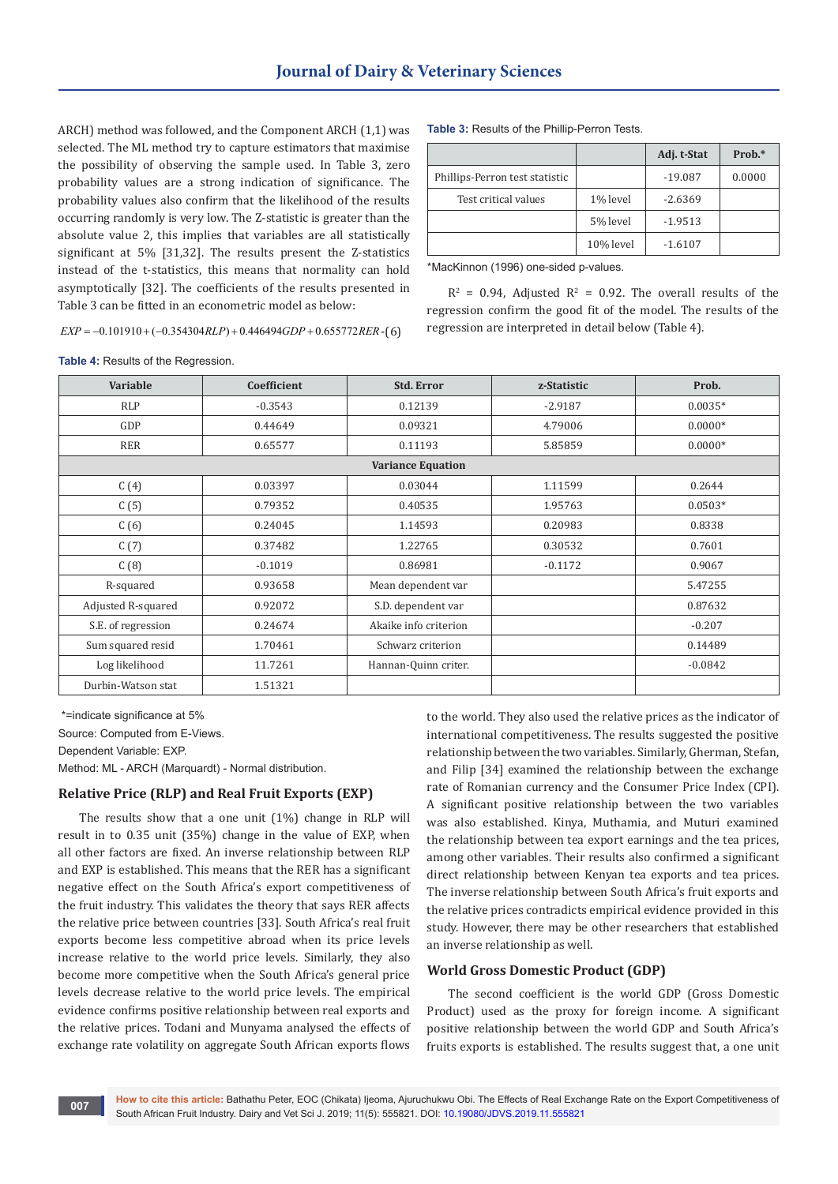ARCH) method was followed, and the Component ARCH (1,1) was selected. The ML method try to capture estimators that maximise the possibility of observing the sample used. In Table 3, zero probability values are a strong indication of significance. The probability values also confirm that the likelihood of the results occurring randomly is very low. The Z-statistic is greater than the absolute value 2, this implies that variables are all statistically significant at 5% [31,32]. The results present the Z-statistics instead of the t-statistics, this means that normality can hold asymptotically [32]. The coefficients of the results presented in Table 3 can be fitted in an econometric model as below:

$$EXP = -0.101910 + (-0.354304RLP) + 0.446494GDP + 0.655772RER \text{ -}(6)$$

**Table 3:** Results of the Phillip-Perron Tests.

| | | Adj. t-Stat | Prob.* |
|---|---|---|---|
| Phillips-Perron test statistic | | -19.087 | 0.0000 |
| Test critical values | 1% level | -2.6369 | |
| | 5% level | -1.9513 | |
| | 10% level | -1.6107 | |

*MacKinnon (1996) one-sided p-values.

$R^2$ = 0.94, Adjusted $R^2$ = 0.92. The overall results of the regression confirm the good fit of the model. The results of the regression are interpreted in detail below (Table 4).

**Table 4:** Results of the Regression.

| Variable | Coefficient | Std. Error | z-Statistic | Prob. |
|---|---|---|---|---|
| RLP | -0.3543 | 0.12139 | -2.9187 | 0.0035* |
| GDP | 0.44649 | 0.09321 | 4.79006 | 0.0000* |
| RER | 0.65577 | 0.11193 | 5.85859 | 0.0000* |
| **Variance Equation** | | | | |
| C (4) | 0.03397 | 0.03044 | 1.11599 | 0.2644 |
| C (5) | 0.79352 | 0.40535 | 1.95763 | 0.0503* |
| C (6) | 0.24045 | 1.14593 | 0.20983 | 0.8338 |
| C (7) | 0.37482 | 1.22765 | 0.30532 | 0.7601 |
| C (8) | -0.1019 | 0.86981 | -0.1172 | 0.9067 |
| R-squared | 0.93658 | Mean dependent var | | 5.47255 |
| Adjusted R-squared | 0.92072 | S.D. dependent var | | 0.87632 |
| S.E. of regression | 0.24674 | Akaike info criterion | | -0.207 |
| Sum squared resid | 1.70461 | Schwarz criterion | | 0.14489 |
| Log likelihood | 11.7261 | Hannan-Quinn criter. | | -0.0842 |
| Durbin-Watson stat | 1.51321 | | | |

*=indicate significance at 5%

Source: Computed from E-Views.

Dependent Variable: EXP.

Method: ML - ARCH (Marquardt) - Normal distribution.

## Relative Price (RLP) and Real Fruit Exports (EXP)

The results show that a one unit (1%) change in RLP will result in to 0.35 unit (35%) change in the value of EXP, when all other factors are fixed. An inverse relationship between RLP and EXP is established. This means that the RER has a significant negative effect on South Africa's export competitiveness of the fruit industry. This validates the theory that says RER affects the relative price between countries [33]. South Africa's real fruit exports become less competitive abroad when its price levels increase relative to the world price levels. Similarly, they also become more competitive when the South Africa's general price levels decrease relative to the world price levels. The empirical evidence confirms positive relationship between real exports and the relative prices. Todani and Munyama analysed the effects of exchange rate volatility on aggregate South African exports flows to the world. They also used the relative prices as the indicator of international competitiveness. The results suggested the positive relationship between the two variables. Similarly, Gherman, Stefan, and Filip [34] examined the relationship between the exchange rate of Romanian currency and the Consumer Price Index (CPI). A significant positive relationship between the two variables was also established. Kinya, Muthamia, and Muturi examined the relationship between tea export earnings and the tea prices, among other variables. Their results also confirmed a significant direct relationship between Kenyan tea exports and tea prices. The inverse relationship between South Africa's fruit exports and the relative prices contradicts empirical evidence provided in this study. However, there may be other researchers that established an inverse relationship as well.

## World Gross Domestic Product (GDP)

The second coefficient is the world GDP (Gross Domestic Product) used as the proxy for foreign income. A significant positive relationship between the world GDP and South Africa's fruits exports is established. The results suggest that, a one unit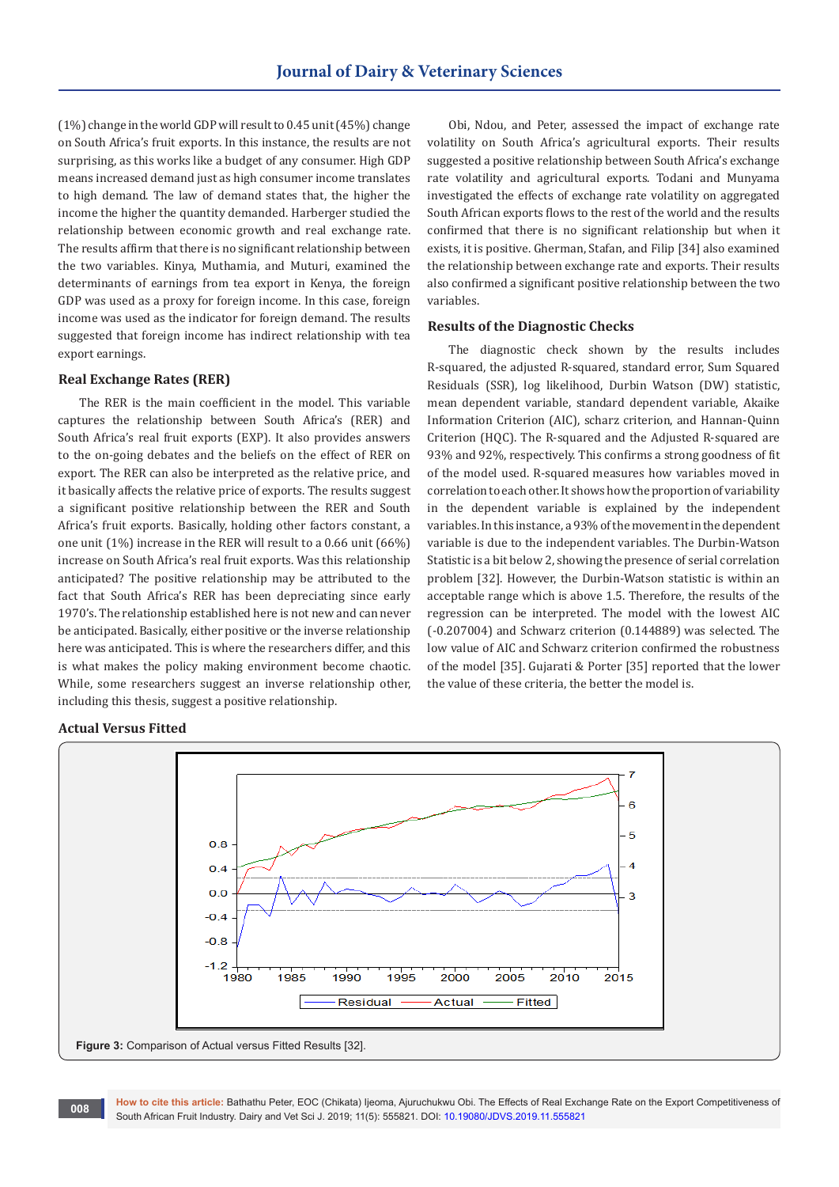(1%) change in the world GDP will result to 0.45 unit (45%) change on South Africa's fruit exports. In this instance, the results are not surprising, as this works like a budget of any consumer. High GDP means increased demand just as high consumer income translates to high demand. The law of demand states that, the higher the income the higher the quantity demanded. Harberger studied the relationship between economic growth and real exchange rate. The results affirm that there is no significant relationship between the two variables. Kinya, Muthamia, and Muturi, examined the determinants of earnings from tea export in Kenya, the foreign GDP was used as a proxy for foreign income. In this case, foreign income was used as the indicator for foreign demand. The results suggested that foreign income has indirect relationship with tea export earnings.

### Real Exchange Rates (RER)

The RER is the main coefficient in the model. This variable captures the relationship between South Africa's (RER) and South Africa's real fruit exports (EXP). It also provides answers to the on-going debates and the beliefs on the effect of RER on export. The RER can also be interpreted as the relative price, and it basically affects the relative price of exports. The results suggest a significant positive relationship between the RER and South Africa's fruit exports. Basically, holding other factors constant, a one unit (1%) increase in the RER will result to a 0.66 unit (66%) increase on South Africa's real fruit exports. Was this relationship anticipated? The positive relationship may be attributed to the fact that South Africa's RER has been depreciating since early 1970's. The relationship established here is not new and can never be anticipated. Basically, either positive or the inverse relationship here was anticipated. This is where the researchers differ, and this is what makes the policy making environment become chaotic. While, some researchers suggest an inverse relationship other, including this thesis, suggest a positive relationship.

Obi, Ndou, and Peter, assessed the impact of exchange rate volatility on South Africa's agricultural exports. Their results suggested a positive relationship between South Africa's exchange rate volatility and agricultural exports. Todani and Munyama investigated the effects of exchange rate volatility on aggregated South African exports flows to the rest of the world and the results confirmed that there is no significant relationship but when it exists, it is positive. Gherman, Stafan, and Filip [34] also examined the relationship between exchange rate and exports. Their results also confirmed a significant positive relationship between the two variables.

### Results of the Diagnostic Checks

The diagnostic check shown by the results includes R-squared, the adjusted R-squared, standard error, Sum Squared Residuals (SSR), log likelihood, Durbin Watson (DW) statistic, mean dependent variable, standard dependent variable, Akaike Information Criterion (AIC), scharz criterion, and Hannan-Quinn Criterion (HQC). The R-squared and the Adjusted R-squared are 93% and 92%, respectively. This confirms a strong goodness of fit of the model used. R-squared measures how variables moved in correlation to each other. It shows how the proportion of variability in the dependent variable is explained by the independent variables. In this instance, a 93% of the movement in the dependent variable is due to the independent variables. The Durbin-Watson Statistic is a bit below 2, showing the presence of serial correlation problem [32]. However, the Durbin-Watson statistic is within an acceptable range which is above 1.5. Therefore, the results of the regression can be interpreted. The model with the lowest AIC (-0.207004) and Schwarz criterion (0.144889) was selected. The low value of AIC and Schwarz criterion confirmed the robustness of the model [35]. Gujarati & Porter [35] reported that the lower the value of these criteria, the better the model is.

### Actual Versus Fitted

**Figure 3:** Comparison of Actual versus Fitted Results [32].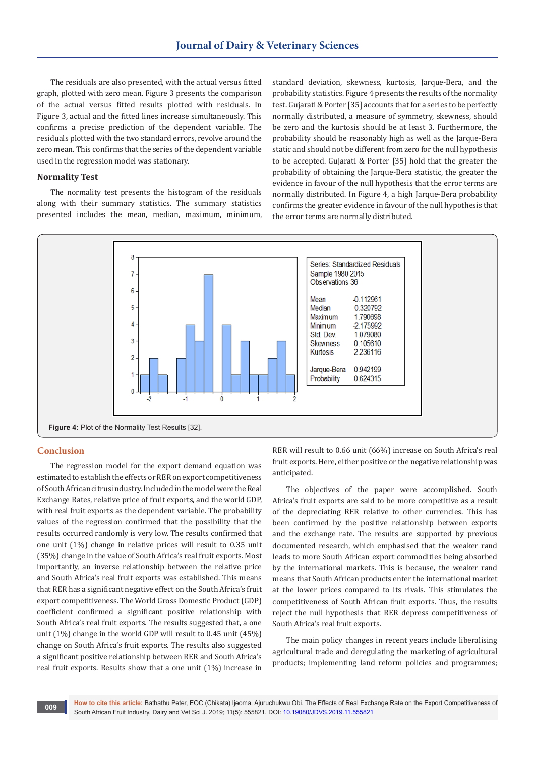The residuals are also presented, with the actual versus fitted graph, plotted with zero mean. Figure 3 presents the comparison of the actual versus fitted results plotted with residuals. In Figure 3, actual and the fitted lines increase simultaneously. This confirms a precise prediction of the dependent variable. The residuals plotted with the two standard errors, revolve around the zero mean. This confirms that the series of the dependent variable used in the regression model was stationary.

### Normality Test

The normality test presents the histogram of the residuals along with their summary statistics. The summary statistics presented includes the mean, median, maximum, minimum, standard deviation, skewness, kurtosis, Jarque-Bera, and the probability statistics. Figure 4 presents the results of the normality test. Gujarati & Porter [35] accounts that for a series to be perfectly normally distributed, a measure of symmetry, skewness, should be zero and the kurtosis should be at least 3. Furthermore, the probability should be reasonably high as well as the Jarque-Bera static and should not be different from zero for the null hypothesis to be accepted. Gujarati & Porter [35] hold that the greater the probability of obtaining the Jarque-Bera statistic, the greater the evidence in favour of the null hypothesis that the error terms are normally distributed. In Figure 4, a high Jarque-Bera probability confirms the greater evidence in favour of the null hypothesis that the error terms are normally distributed.

| Series: Standardized Residuals | |
|---|---|
| Sample 1980 2015 | |
| Observations 36 | |
| Mean | -0.112961 |
| Median | -0.320792 |
| Maximum | 1.790698 |
| Minimum | -2.175992 |
| Std. Dev. | 1.079080 |
| Skewness | 0.105610 |
| Kurtosis | 2.236116 |
| Jarque-Bera | 0.942199 |
| Probability | 0.624315 |

**Figure 4:** Plot of the Normality Test Results [32].

## Conclusion

The regression model for the export demand equation was estimated to establish the effects or RER on export competitiveness of South African citrus industry. Included in the model were the Real Exchange Rates, relative price of fruit exports, and the world GDP, with real fruit exports as the dependent variable. The probability values of the regression confirmed that the possibility that the results occurred randomly is very low. The results confirmed that one unit (1%) change in relative prices will result to 0.35 unit (35%) change in the value of South Africa's real fruit exports. Most importantly, an inverse relationship between the relative price and South Africa's real fruit exports was established. This means that RER has a significant negative effect on the South Africa's fruit export competitiveness. The World Gross Domestic Product (GDP) coefficient confirmed a significant positive relationship with South Africa's real fruit exports. The results suggested that, a one unit (1%) change in the world GDP will result to 0.45 unit (45%) change on South Africa's fruit exports. The results also suggested a significant positive relationship between RER and South Africa's real fruit exports. Results show that a one unit (1%) increase in RER will result to 0.66 unit (66%) increase on South Africa's real fruit exports. Here, either positive or the negative relationship was anticipated.

The objectives of the paper were accomplished. South Africa's fruit exports are said to be more competitive as a result of the depreciating RER relative to other currencies. This has been confirmed by the positive relationship between exports and the exchange rate. The results are supported by previous documented research, which emphasised that the weaker rand leads to more South African export commodities being absorbed by the international markets. This is because, the weaker rand means that South African products enter the international market at the lower prices compared to its rivals. This stimulates the competitiveness of South African fruit exports. Thus, the results reject the null hypothesis that RER depress competitiveness of South Africa's real fruit exports.

The main policy changes in recent years include liberalising agricultural trade and deregulating the marketing of agricultural products; implementing land reform policies and programmes;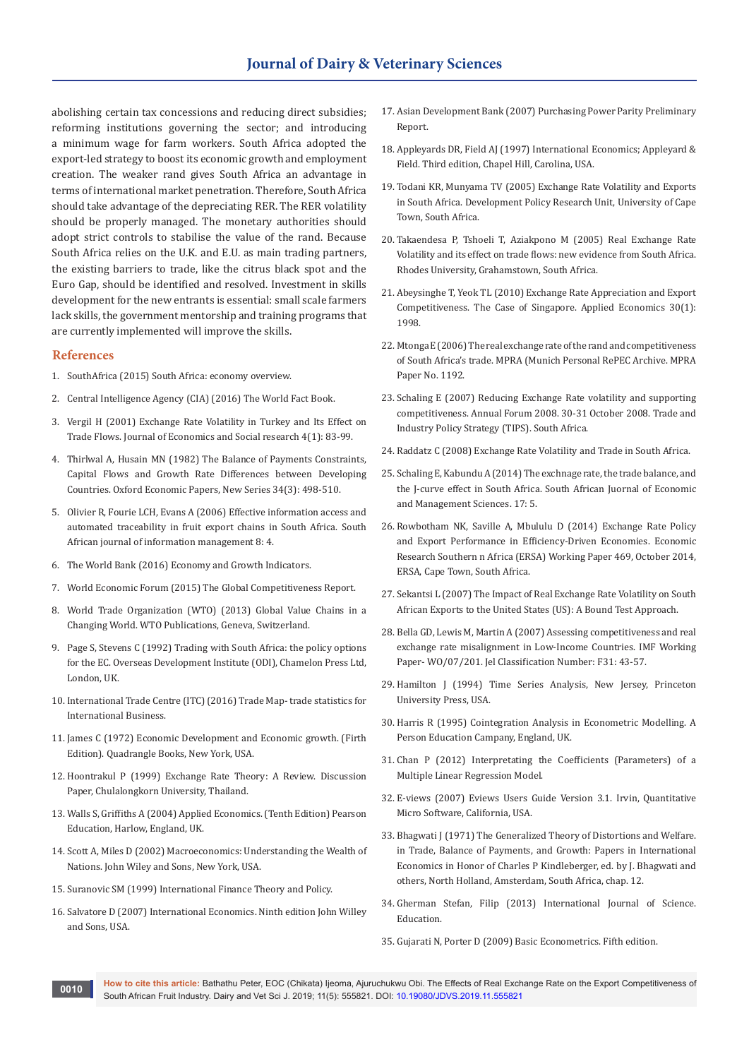abolishing certain tax concessions and reducing direct subsidies; reforming institutions governing the sector; and introducing a minimum wage for farm workers. South Africa adopted the export-led strategy to boost its economic growth and employment creation. The weaker rand gives South Africa an advantage in terms of international market penetration. Therefore, South Africa should take advantage of the depreciating RER. The RER volatility should be properly managed. The monetary authorities should adopt strict controls to stabilise the value of the rand. Because South Africa relies on the U.K. and E.U. as main trading partners, the existing barriers to trade, like the citrus black spot and the Euro Gap, should be identified and resolved. Investment in skills development for the new entrants is essential: small scale farmers lack skills, the government mentorship and training programs that are currently implemented will improve the skills.

## References

1. SouthAfrica (2015) South Africa: economy overview.
2. Central Intelligence Agency (CIA) (2016) The World Fact Book.
3. Vergil H (2001) Exchange Rate Volatility in Turkey and Its Effect on Trade Flows. Journal of Economics and Social research 4(1): 83-99.
4. Thirlwal A, Husain MN (1982) The Balance of Payments Constraints, Capital Flows and Growth Rate Differences between Developing Countries. Oxford Economic Papers, New Series 34(3): 498-510.
5. Olivier R, Fourie LCH, Evans A (2006) Effective information access and automated traceability in fruit export chains in South Africa. South African journal of information management 8: 4.
6. The World Bank (2016) Economy and Growth Indicators.
7. World Economic Forum (2015) The Global Competitiveness Report.
8. World Trade Organization (WTO) (2013) Global Value Chains in a Changing World. WTO Publications, Geneva, Switzerland.
9. Page S, Stevens C (1992) Trading with South Africa: the policy options for the EC. Overseas Development Institute (ODI), Chamelon Press Ltd, London, UK.
10. International Trade Centre (ITC) (2016) Trade Map- trade statistics for International Business.
11. James C (1972) Economic Development and Economic growth. (Firth Edition). Quadrangle Books, New York, USA.
12. Hoontrakul P (1999) Exchange Rate Theory: A Review. Discussion Paper, Chulalongkorn University, Thailand.
13. Walls S, Griffiths A (2004) Applied Economics. (Tenth Edition) Pearson Education, Harlow, England, UK.
14. Scott A, Miles D (2002) Macroeconomics: Understanding the Wealth of Nations. John Wiley and Sons, New York, USA.
15. Suranovic SM (1999) International Finance Theory and Policy.
16. Salvatore D (2007) International Economics. Ninth edition John Willey and Sons, USA.
17. Asian Development Bank (2007) Purchasing Power Parity Preliminary Report.
18. Appleyards DR, Field AJ (1997) International Economics; Appleyard & Field. Third edition, Chapel Hill, Carolina, USA.
19. Todani KR, Munyama TV (2005) Exchange Rate Volatility and Exports in South Africa. Development Policy Research Unit, University of Cape Town, South Africa.
20. Takaendesa P, Tshoeli T, Aziakpono M (2005) Real Exchange Rate Volatility and its effect on trade flows: new evidence from South Africa. Rhodes University, Grahamstown, South Africa.
21. Abeysinghe T, Yeok TL (2010) Exchange Rate Appreciation and Export Competitiveness. The Case of Singapore. Applied Economics 30(1): 1998.
22. Mtonga E (2006) The real exchange rate of the rand and competitiveness of South Africa's trade. MPRA (Munich Personal RePEC Archive. MPRA Paper No. 1192.
23. Schaling E (2007) Reducing Exchange Rate volatility and supporting competitiveness. Annual Forum 2008. 30-31 October 2008. Trade and Industry Policy Strategy (TIPS). South Africa.
24. Raddatz C (2008) Exchange Rate Volatility and Trade in South Africa.
25. Schaling E, Kabundu A (2014) The exchnage rate, the trade balance, and the J-curve effect in South Africa. South African Juornal of Economic and Management Sciences. 17: 5.
26. Rowbotham NK, Saville A, Mbululu D (2014) Exchange Rate Policy and Export Performance in Efficiency-Driven Economies. Economic Research Southern n Africa (ERSA) Working Paper 469, October 2014, ERSA, Cape Town, South Africa.
27. Sekantsi L (2007) The Impact of Real Exchange Rate Volatility on South African Exports to the United States (US): A Bound Test Approach.
28. Bella GD, Lewis M, Martin A (2007) Assessing competitiveness and real exchange rate misalignment in Low-Income Countries. IMF Working Paper- WO/07/201. Jel Classification Number: F31: 43-57.
29. Hamilton J (1994) Time Series Analysis, New Jersey, Princeton University Press, USA.
30. Harris R (1995) Cointegration Analysis in Econometric Modelling. A Person Education Campany, England, UK.
31. Chan P (2012) Interpretating the Coefficients (Parameters) of a Multiple Linear Regression Model.
32. E-views (2007) Eviews Users Guide Version 3.1. Irvin, Quantitative Micro Software, California, USA.
33. Bhagwati J (1971) The Generalized Theory of Distortions and Welfare. in Trade, Balance of Payments, and Growth: Papers in International Economics in Honor of Charles P Kindleberger, ed. by J. Bhagwati and others, North Holland, Amsterdam, South Africa, chap. 12.
34. Gherman Stefan, Filip (2013) International Journal of Science. Education.
35. Gujarati N, Porter D (2009) Basic Econometrics. Fifth edition.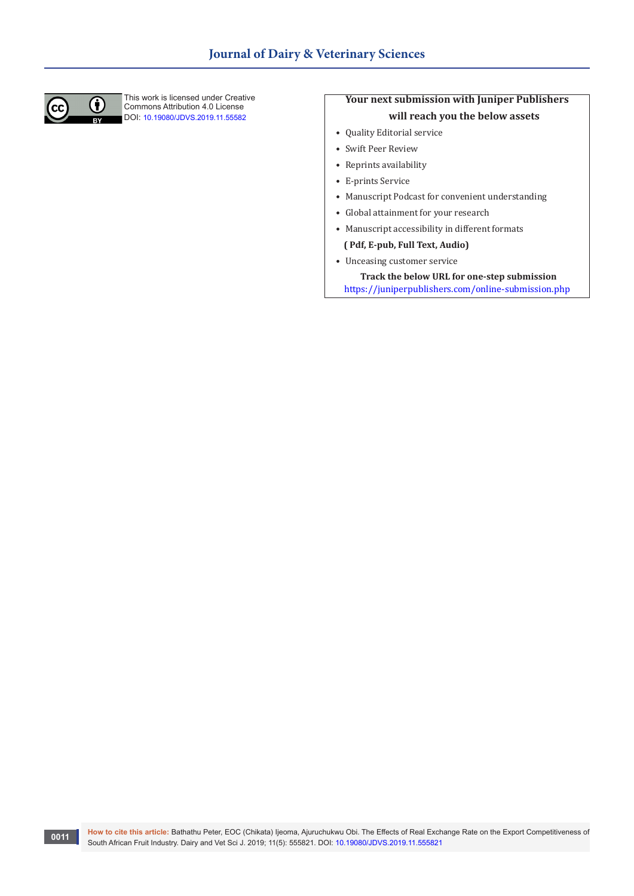This work is licensed under Creative Commons Attribution 4.0 License
DOI: 10.19080/JDVS.2019.11.55582

**Your next submission with Juniper Publishers will reach you the below assets**

- Quality Editorial service
- Swift Peer Review
- Reprints availability
- E-prints Service
- Manuscript Podcast for convenient understanding
- Global attainment for your research
- Manuscript accessibility in different formats

**( Pdf, E-pub, Full Text, Audio)**

- Unceasing customer service

**Track the below URL for one-step submission**
https://juniperpublishers.com/online-submission.php

**How to cite this article:** Bathathu Peter, EOC (Chikata) Ijeoma, Ajuruchukwu Obi. The Effects of Real Exchange Rate on the Export Competitiveness of South African Fruit Industry. Dairy and Vet Sci J. 2019; 11(5): 555821. DOI: 10.19080/JDVS.2019.11.555821